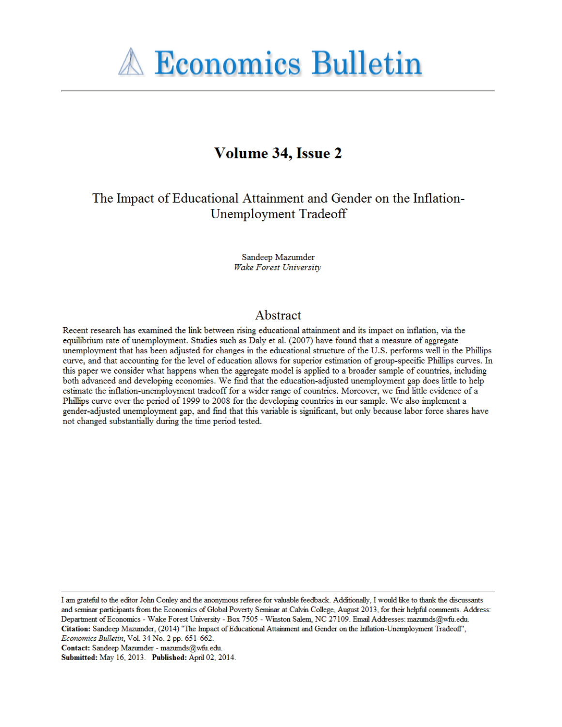# Economics Bulletin

## Volume 34, Issue 2

# The Impact of Educational Attainment and Gender on the Inflation-Unemployment Tradeoff

Sandeep Mazumder
*Wake Forest University*

## Abstract

Recent research has examined the link between rising educational attainment and its impact on inflation, via the equilibrium rate of unemployment. Studies such as Daly et al. (2007) have found that a measure of aggregate unemployment that has been adjusted for changes in the educational structure of the U.S. performs well in the Phillips curve, and that accounting for the level of education allows for superior estimation of group-specific Phillips curves. In this paper we consider what happens when the aggregate model is applied to a broader sample of countries, including both advanced and developing economies. We find that the education-adjusted unemployment gap does little to help estimate the inflation-unemployment tradeoff for a wider range of countries. Moreover, we find little evidence of a Phillips curve over the period of 1999 to 2008 for the developing countries in our sample. We also implement a gender-adjusted unemployment gap, and find that this variable is significant, but only because labor force shares have not changed substantially during the time period tested.

---

I am grateful to the editor John Conley and the anonymous referee for valuable feedback. Additionally, I would like to thank the discussants and seminar participants from the Economics of Global Poverty Seminar at Calvin College, August 2013, for their helpful comments. Address: Department of Economics - Wake Forest University - Box 7505 - Winston Salem, NC 27109. Email Addresses: mazumds@wfu.edu.
**Citation:** Sandeep Mazumder, (2014) "The Impact of Educational Attainment and Gender on the Inflation-Unemployment Tradeoff", *Economics Bulletin*, Vol. 34 No. 2 pp. 651-662.
**Contact:** Sandeep Mazumder - mazumds@wfu.edu.
**Submitted:** May 16, 2013. **Published:** April 02, 2014.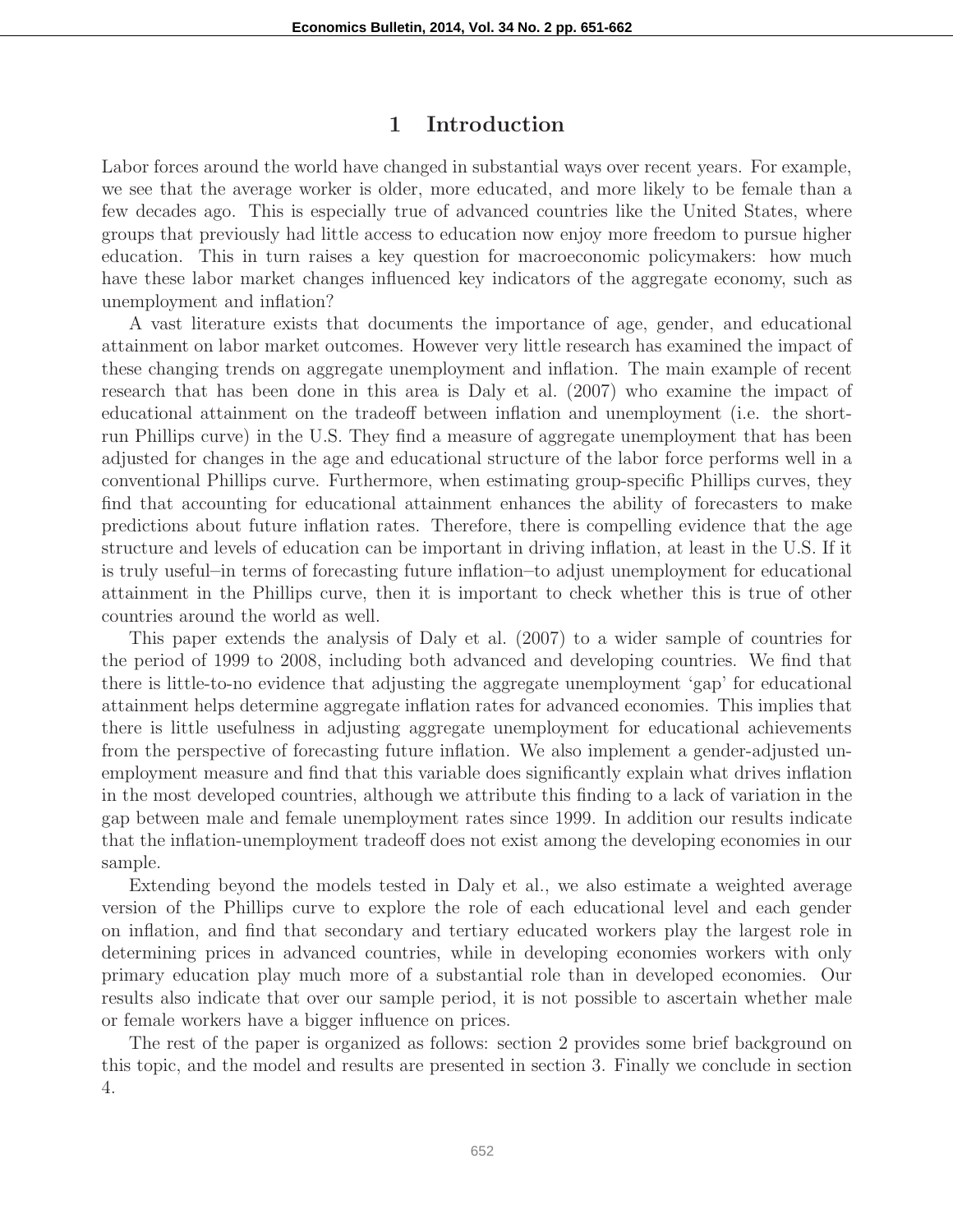# 1 Introduction

Labor forces around the world have changed in substantial ways over recent years. For example, we see that the average worker is older, more educated, and more likely to be female than a few decades ago. This is especially true of advanced countries like the United States, where groups that previously had little access to education now enjoy more freedom to pursue higher education. This in turn raises a key question for macroeconomic policymakers: how much have these labor market changes influenced key indicators of the aggregate economy, such as unemployment and inflation?

A vast literature exists that documents the importance of age, gender, and educational attainment on labor market outcomes. However very little research has examined the impact of these changing trends on aggregate unemployment and inflation. The main example of recent research that has been done in this area is Daly et al. (2007) who examine the impact of educational attainment on the tradeoff between inflation and unemployment (i.e. the short-run Phillips curve) in the U.S. They find a measure of aggregate unemployment that has been adjusted for changes in the age and educational structure of the labor force performs well in a conventional Phillips curve. Furthermore, when estimating group-specific Phillips curves, they find that accounting for educational attainment enhances the ability of forecasters to make predictions about future inflation rates. Therefore, there is compelling evidence that the age structure and levels of education can be important in driving inflation, at least in the U.S. If it is truly useful–in terms of forecasting future inflation–to adjust unemployment for educational attainment in the Phillips curve, then it is important to check whether this is true of other countries around the world as well.

This paper extends the analysis of Daly et al. (2007) to a wider sample of countries for the period of 1999 to 2008, including both advanced and developing countries. We find that there is little-to-no evidence that adjusting the aggregate unemployment 'gap' for educational attainment helps determine aggregate inflation rates for advanced economies. This implies that there is little usefulness in adjusting aggregate unemployment for educational achievements from the perspective of forecasting future inflation. We also implement a gender-adjusted unemployment measure and find that this variable does significantly explain what drives inflation in the most developed countries, although we attribute this finding to a lack of variation in the gap between male and female unemployment rates since 1999. In addition our results indicate that the inflation-unemployment tradeoff does not exist among the developing economies in our sample.

Extending beyond the models tested in Daly et al., we also estimate a weighted average version of the Phillips curve to explore the role of each educational level and each gender on inflation, and find that secondary and tertiary educated workers play the largest role in determining prices in advanced countries, while in developing economies workers with only primary education play much more of a substantial role than in developed economies. Our results also indicate that over our sample period, it is not possible to ascertain whether male or female workers have a bigger influence on prices.

The rest of the paper is organized as follows: section 2 provides some brief background on this topic, and the model and results are presented in section 3. Finally we conclude in section 4.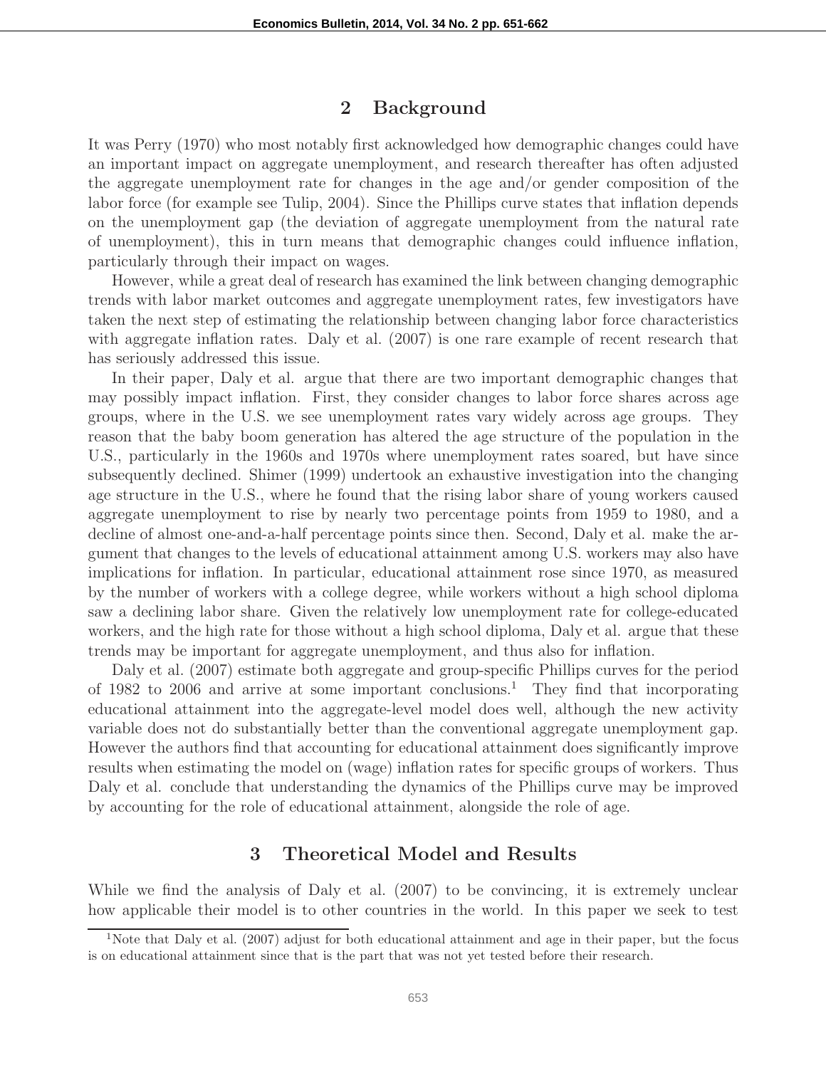## 2 Background

It was Perry (1970) who most notably first acknowledged how demographic changes could have an important impact on aggregate unemployment, and research thereafter has often adjusted the aggregate unemployment rate for changes in the age and/or gender composition of the labor force (for example see Tulip, 2004). Since the Phillips curve states that inflation depends on the unemployment gap (the deviation of aggregate unemployment from the natural rate of unemployment), this in turn means that demographic changes could influence inflation, particularly through their impact on wages.

However, while a great deal of research has examined the link between changing demographic trends with labor market outcomes and aggregate unemployment rates, few investigators have taken the next step of estimating the relationship between changing labor force characteristics with aggregate inflation rates. Daly et al. (2007) is one rare example of recent research that has seriously addressed this issue.

In their paper, Daly et al. argue that there are two important demographic changes that may possibly impact inflation. First, they consider changes to labor force shares across age groups, where in the U.S. we see unemployment rates vary widely across age groups. They reason that the baby boom generation has altered the age structure of the population in the U.S., particularly in the 1960s and 1970s where unemployment rates soared, but have since subsequently declined. Shimer (1999) undertook an exhaustive investigation into the changing age structure in the U.S., where he found that the rising labor share of young workers caused aggregate unemployment to rise by nearly two percentage points from 1959 to 1980, and a decline of almost one-and-a-half percentage points since then. Second, Daly et al. make the argument that changes to the levels of educational attainment among U.S. workers may also have implications for inflation. In particular, educational attainment rose since 1970, as measured by the number of workers with a college degree, while workers without a high school diploma saw a declining labor share. Given the relatively low unemployment rate for college-educated workers, and the high rate for those without a high school diploma, Daly et al. argue that these trends may be important for aggregate unemployment, and thus also for inflation.

Daly et al. (2007) estimate both aggregate and group-specific Phillips curves for the period of 1982 to 2006 and arrive at some important conclusions.[1] They find that incorporating educational attainment into the aggregate-level model does well, although the new activity variable does not do substantially better than the conventional aggregate unemployment gap. However the authors find that accounting for educational attainment does significantly improve results when estimating the model on (wage) inflation rates for specific groups of workers. Thus Daly et al. conclude that understanding the dynamics of the Phillips curve may be improved by accounting for the role of educational attainment, alongside the role of age.

## 3 Theoretical Model and Results

While we find the analysis of Daly et al. (2007) to be convincing, it is extremely unclear how applicable their model is to other countries in the world. In this paper we seek to test

[1] Note that Daly et al. (2007) adjust for both educational attainment and age in their paper, but the focus is on educational attainment since that is the part that was not yet tested before their research.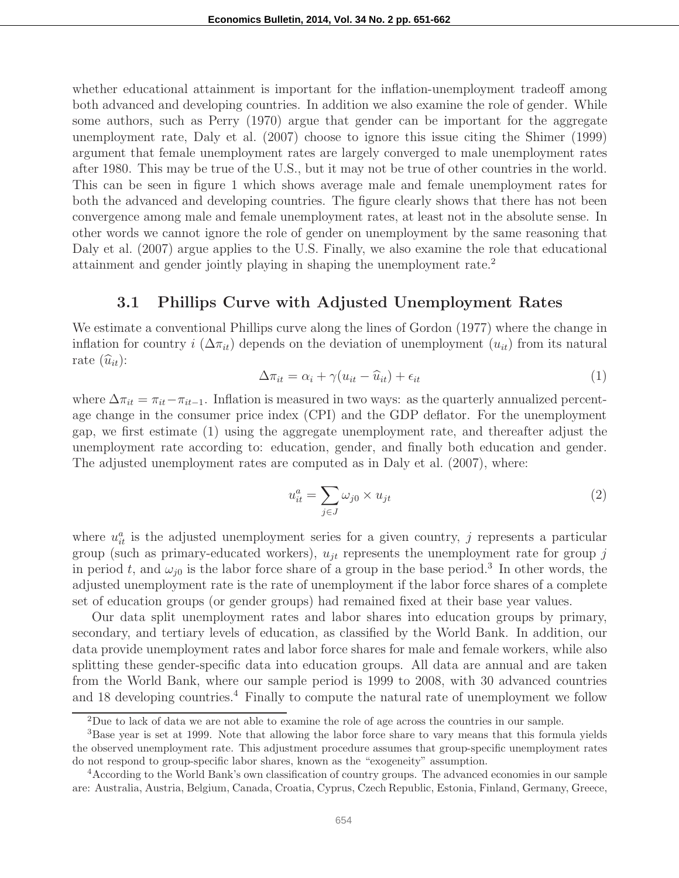whether educational attainment is important for the inflation-unemployment tradeoff among both advanced and developing countries. In addition we also examine the role of gender. While some authors, such as Perry (1970) argue that gender can be important for the aggregate unemployment rate, Daly et al. (2007) choose to ignore this issue citing the Shimer (1999) argument that female unemployment rates are largely converged to male unemployment rates after 1980. This may be true of the U.S., but it may not be true of other countries in the world. This can be seen in figure 1 which shows average male and female unemployment rates for both the advanced and developing countries. The figure clearly shows that there has not been convergence among male and female unemployment rates, at least not in the absolute sense. In other words we cannot ignore the role of gender on unemployment by the same reasoning that Daly et al. (2007) argue applies to the U.S. Finally, we also examine the role that educational attainment and gender jointly playing in shaping the unemployment rate.[2]

## 3.1 Phillips Curve with Adjusted Unemployment Rates

We estimate a conventional Phillips curve along the lines of Gordon (1977) where the change in inflation for country $i$ ($\Delta\pi_{it}$) depends on the deviation of unemployment ($u_{it}$) from its natural rate ($\widehat{u}_{it}$):

$$\Delta\pi_{it} = \alpha_i + \gamma(u_{it} - \widehat{u}_{it}) + \epsilon_{it} \tag{1}$$

where $\Delta\pi_{it} = \pi_{it} - \pi_{it-1}$. Inflation is measured in two ways: as the quarterly annualized percentage change in the consumer price index (CPI) and the GDP deflator. For the unemployment gap, we first estimate (1) using the aggregate unemployment rate, and thereafter adjust the unemployment rate according to: education, gender, and finally both education and gender. The adjusted unemployment rates are computed as in Daly et al. (2007), where:

$$u_{it}^{a} = \sum_{j \in J} \omega_{j0} \times u_{jt} \tag{2}$$

where $u_{it}^{a}$ is the adjusted unemployment series for a given country, $j$ represents a particular group (such as primary-educated workers), $u_{jt}$ represents the unemployment rate for group $j$ in period $t$, and $\omega_{j0}$ is the labor force share of a group in the base period.[3] In other words, the adjusted unemployment rate is the rate of unemployment if the labor force shares of a complete set of education groups (or gender groups) had remained fixed at their base year values.

Our data split unemployment rates and labor shares into education groups by primary, secondary, and tertiary levels of education, as classified by the World Bank. In addition, our data provide unemployment rates and labor force shares for male and female workers, while also splitting these gender-specific data into education groups. All data are annual and are taken from the World Bank, where our sample period is 1999 to 2008, with 30 advanced countries and 18 developing countries.[4] Finally to compute the natural rate of unemployment we follow

---

[2] Due to lack of data we are not able to examine the role of age across the countries in our sample.

[3] Base year is set at 1999. Note that allowing the labor force share to vary means that this formula yields the observed unemployment rate. This adjustment procedure assumes that group-specific unemployment rates do not respond to group-specific labor shares, known as the "exogeneity" assumption.

[4] According to the World Bank's own classification of country groups. The advanced economies in our sample are: Australia, Austria, Belgium, Canada, Croatia, Cyprus, Czech Republic, Estonia, Finland, Germany, Greece,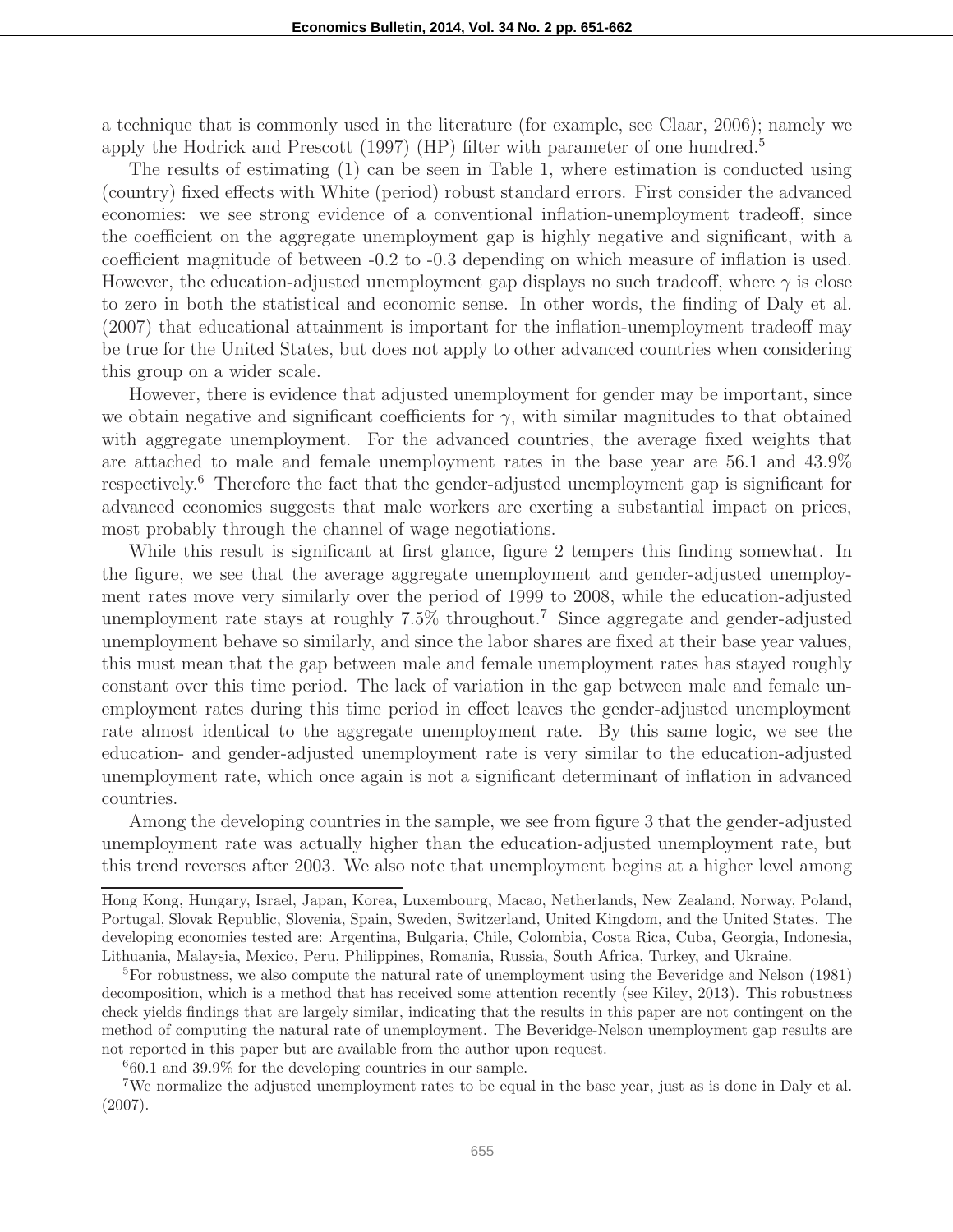a technique that is commonly used in the literature (for example, see Claar, 2006); namely we apply the Hodrick and Prescott (1997) (HP) filter with parameter of one hundred.[5]

The results of estimating (1) can be seen in Table 1, where estimation is conducted using (country) fixed effects with White (period) robust standard errors. First consider the advanced economies: we see strong evidence of a conventional inflation-unemployment tradeoff, since the coefficient on the aggregate unemployment gap is highly negative and significant, with a coefficient magnitude of between -0.2 to -0.3 depending on which measure of inflation is used. However, the education-adjusted unemployment gap displays no such tradeoff, where $\gamma$ is close to zero in both the statistical and economic sense. In other words, the finding of Daly et al. (2007) that educational attainment is important for the inflation-unemployment tradeoff may be true for the United States, but does not apply to other advanced countries when considering this group on a wider scale.

However, there is evidence that adjusted unemployment for gender may be important, since we obtain negative and significant coefficients for $\gamma$, with similar magnitudes to that obtained with aggregate unemployment. For the advanced countries, the average fixed weights that are attached to male and female unemployment rates in the base year are 56.1 and 43.9% respectively.[6] Therefore the fact that the gender-adjusted unemployment gap is significant for advanced economies suggests that male workers are exerting a substantial impact on prices, most probably through the channel of wage negotiations.

While this result is significant at first glance, figure 2 tempers this finding somewhat. In the figure, we see that the average aggregate unemployment and gender-adjusted unemployment rates move very similarly over the period of 1999 to 2008, while the education-adjusted unemployment rate stays at roughly 7.5% throughout.[7] Since aggregate and gender-adjusted unemployment behave so similarly, and since the labor shares are fixed at their base year values, this must mean that the gap between male and female unemployment rates has stayed roughly constant over this time period. The lack of variation in the gap between male and female unemployment rates during this time period in effect leaves the gender-adjusted unemployment rate almost identical to the aggregate unemployment rate. By this same logic, we see the education- and gender-adjusted unemployment rate is very similar to the education-adjusted unemployment rate, which once again is not a significant determinant of inflation in advanced countries.

Among the developing countries in the sample, we see from figure 3 that the gender-adjusted unemployment rate was actually higher than the education-adjusted unemployment rate, but this trend reverses after 2003. We also note that unemployment begins at a higher level among

---

Hong Kong, Hungary, Israel, Japan, Korea, Luxembourg, Macao, Netherlands, New Zealand, Norway, Poland, Portugal, Slovak Republic, Slovenia, Spain, Sweden, Switzerland, United Kingdom, and the United States. The developing economies tested are: Argentina, Bulgaria, Chile, Colombia, Costa Rica, Cuba, Georgia, Indonesia, Lithuania, Malaysia, Mexico, Peru, Philippines, Romania, Russia, South Africa, Turkey, and Ukraine.

[5] For robustness, we also compute the natural rate of unemployment using the Beveridge and Nelson (1981) decomposition, which is a method that has received some attention recently (see Kiley, 2013). This robustness check yields findings that are largely similar, indicating that the results in this paper are not contingent on the method of computing the natural rate of unemployment. The Beveridge-Nelson unemployment gap results are not reported in this paper but are available from the author upon request.

[6] 60.1 and 39.9% for the developing countries in our sample.

[7] We normalize the adjusted unemployment rates to be equal in the base year, just as is done in Daly et al. (2007).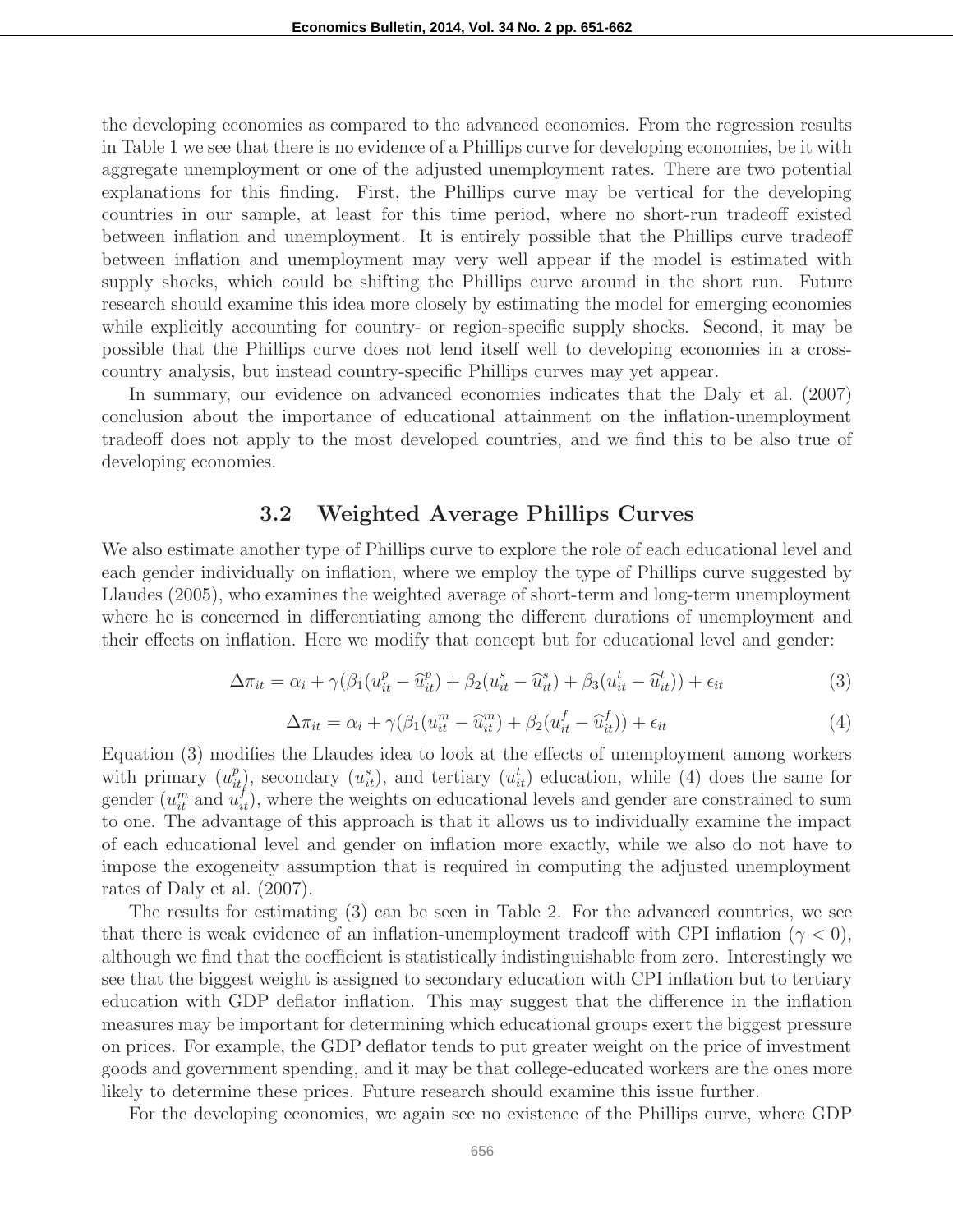the developing economies as compared to the advanced economies. From the regression results in Table 1 we see that there is no evidence of a Phillips curve for developing economies, be it with aggregate unemployment or one of the adjusted unemployment rates. There are two potential explanations for this finding. First, the Phillips curve may be vertical for the developing countries in our sample, at least for this time period, where no short-run tradeoff existed between inflation and unemployment. It is entirely possible that the Phillips curve tradeoff between inflation and unemployment may very well appear if the model is estimated with supply shocks, which could be shifting the Phillips curve around in the short run. Future research should examine this idea more closely by estimating the model for emerging economies while explicitly accounting for country- or region-specific supply shocks. Second, it may be possible that the Phillips curve does not lend itself well to developing economies in a cross-country analysis, but instead country-specific Phillips curves may yet appear.

In summary, our evidence on advanced economies indicates that the Daly et al. (2007) conclusion about the importance of educational attainment on the inflation-unemployment tradeoff does not apply to the most developed countries, and we find this to be also true of developing economies.

## 3.2 Weighted Average Phillips Curves

We also estimate another type of Phillips curve to explore the role of each educational level and each gender individually on inflation, where we employ the type of Phillips curve suggested by Llaudes (2005), who examines the weighted average of short-term and long-term unemployment where he is concerned in differentiating among the different durations of unemployment and their effects on inflation. Here we modify that concept but for educational level and gender:

$$\Delta\pi_{it} = \alpha_i + \gamma(\beta_1(u^p_{it} - \widehat{u}^p_{it}) + \beta_2(u^s_{it} - \widehat{u}^s_{it}) + \beta_3(u^t_{it} - \widehat{u}^t_{it})) + \epsilon_{it} \tag{3}$$

$$\Delta\pi_{it} = \alpha_i + \gamma(\beta_1(u^m_{it} - \widehat{u}^m_{it}) + \beta_2(u^f_{it} - \widehat{u}^f_{it})) + \epsilon_{it} \tag{4}$$

Equation (3) modifies the Llaudes idea to look at the effects of unemployment among workers with primary ($u^p_{it}$), secondary ($u^s_{it}$), and tertiary ($u^t_{it}$) education, while (4) does the same for gender ($u^m_{it}$ and $u^f_{it}$), where the weights on educational levels and gender are constrained to sum to one. The advantage of this approach is that it allows us to individually examine the impact of each educational level and gender on inflation more exactly, while we also do not have to impose the exogeneity assumption that is required in computing the adjusted unemployment rates of Daly et al. (2007).

The results for estimating (3) can be seen in Table 2. For the advanced countries, we see that there is weak evidence of an inflation-unemployment tradeoff with CPI inflation ($\gamma < 0$), although we find that the coefficient is statistically indistinguishable from zero. Interestingly we see that the biggest weight is assigned to secondary education with CPI inflation but to tertiary education with GDP deflator inflation. This may suggest that the difference in the inflation measures may be important for determining which educational groups exert the biggest pressure on prices. For example, the GDP deflator tends to put greater weight on the price of investment goods and government spending, and it may be that college-educated workers are the ones more likely to determine these prices. Future research should examine this issue further.

For the developing economies, we again see no existence of the Phillips curve, where GDP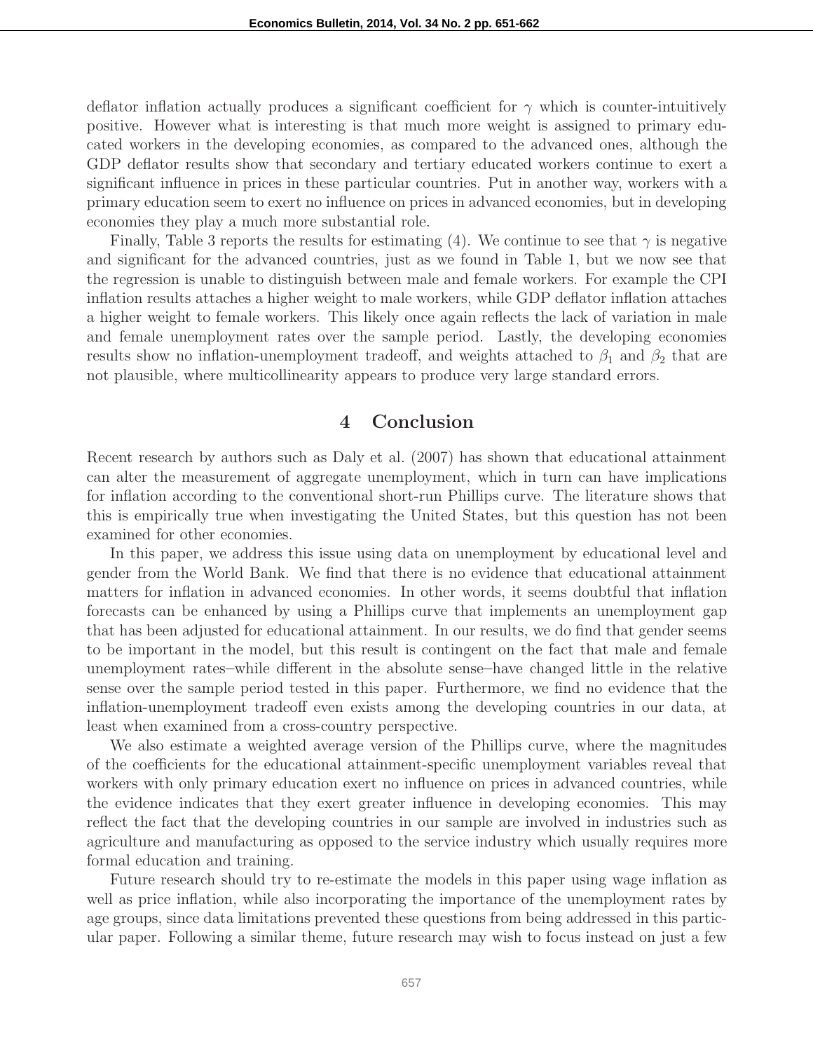deflator inflation actually produces a significant coefficient for $\gamma$ which is counter-intuitively positive. However what is interesting is that much more weight is assigned to primary educated workers in the developing economies, as compared to the advanced ones, although the GDP deflator results show that secondary and tertiary educated workers continue to exert a significant influence in prices in these particular countries. Put in another way, workers with a primary education seem to exert no influence on prices in advanced economies, but in developing economies they play a much more substantial role.

Finally, Table 3 reports the results for estimating (4). We continue to see that $\gamma$ is negative and significant for the advanced countries, just as we found in Table 1, but we now see that the regression is unable to distinguish between male and female workers. For example the CPI inflation results attaches a higher weight to male workers, while GDP deflator inflation attaches a higher weight to female workers. This likely once again reflects the lack of variation in male and female unemployment rates over the sample period. Lastly, the developing economies results show no inflation-unemployment tradeoff, and weights attached to $\beta_1$ and $\beta_2$ that are not plausible, where multicollinearity appears to produce very large standard errors.

# 4 Conclusion

Recent research by authors such as Daly et al. (2007) has shown that educational attainment can alter the measurement of aggregate unemployment, which in turn can have implications for inflation according to the conventional short-run Phillips curve. The literature shows that this is empirically true when investigating the United States, but this question has not been examined for other economies.

In this paper, we address this issue using data on unemployment by educational level and gender from the World Bank. We find that there is no evidence that educational attainment matters for inflation in advanced economies. In other words, it seems doubtful that inflation forecasts can be enhanced by using a Phillips curve that implements an unemployment gap that has been adjusted for educational attainment. In our results, we do find that gender seems to be important in the model, but this result is contingent on the fact that male and female unemployment rates–while different in the absolute sense–have changed little in the relative sense over the sample period tested in this paper. Furthermore, we find no evidence that the inflation-unemployment tradeoff even exists among the developing countries in our data, at least when examined from a cross-country perspective.

We also estimate a weighted average version of the Phillips curve, where the magnitudes of the coefficients for the educational attainment-specific unemployment variables reveal that workers with only primary education exert no influence on prices in advanced countries, while the evidence indicates that they exert greater influence in developing economies. This may reflect the fact that the developing countries in our sample are involved in industries such as agriculture and manufacturing as opposed to the service industry which usually requires more formal education and training.

Future research should try to re-estimate the models in this paper using wage inflation as well as price inflation, while also incorporating the importance of the unemployment rates by age groups, since data limitations prevented these questions from being addressed in this particular paper. Following a similar theme, future research may wish to focus instead on just a few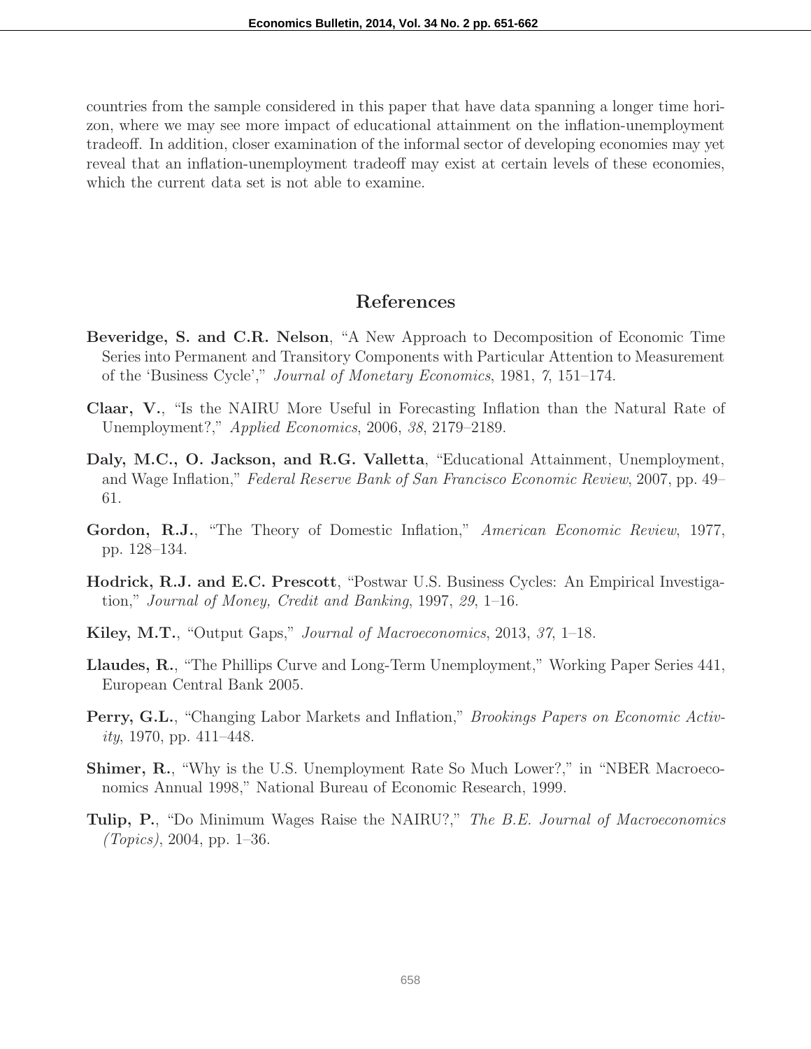countries from the sample considered in this paper that have data spanning a longer time horizon, where we may see more impact of educational attainment on the inflation-unemployment tradeoff. In addition, closer examination of the informal sector of developing economies may yet reveal that an inflation-unemployment tradeoff may exist at certain levels of these economies, which the current data set is not able to examine.

## References

**Beveridge, S. and C.R. Nelson**, "A New Approach to Decomposition of Economic Time Series into Permanent and Transitory Components with Particular Attention to Measurement of the 'Business Cycle'," *Journal of Monetary Economics*, 1981, *7*, 151–174.

**Claar, V.**, "Is the NAIRU More Useful in Forecasting Inflation than the Natural Rate of Unemployment?," *Applied Economics*, 2006, *38*, 2179–2189.

**Daly, M.C., O. Jackson, and R.G. Valletta**, "Educational Attainment, Unemployment, and Wage Inflation," *Federal Reserve Bank of San Francisco Economic Review*, 2007, pp. 49–61.

**Gordon, R.J.**, "The Theory of Domestic Inflation," *American Economic Review*, 1977, pp. 128–134.

**Hodrick, R.J. and E.C. Prescott**, "Postwar U.S. Business Cycles: An Empirical Investigation," *Journal of Money, Credit and Banking*, 1997, *29*, 1–16.

**Kiley, M.T.**, "Output Gaps," *Journal of Macroeconomics*, 2013, *37*, 1–18.

**Llaudes, R.**, "The Phillips Curve and Long-Term Unemployment," Working Paper Series 441, European Central Bank 2005.

**Perry, G.L.**, "Changing Labor Markets and Inflation," *Brookings Papers on Economic Activity*, 1970, pp. 411–448.

**Shimer, R.**, "Why is the U.S. Unemployment Rate So Much Lower?," in "NBER Macroeconomics Annual 1998," National Bureau of Economic Research, 1999.

**Tulip, P.**, "Do Minimum Wages Raise the NAIRU?," *The B.E. Journal of Macroeconomics (Topics)*, 2004, pp. 1–36.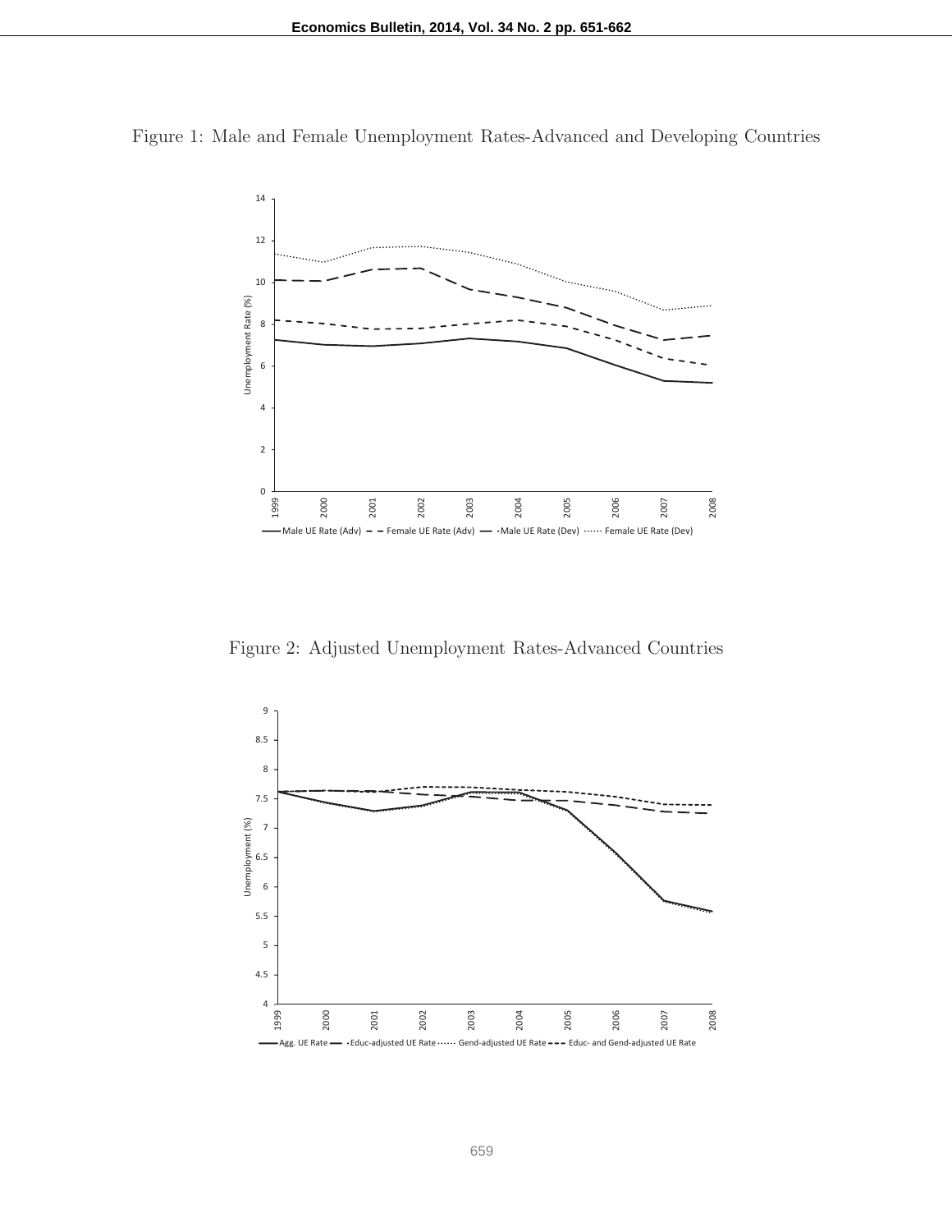Figure 1: Male and Female Unemployment Rates-Advanced and Developing Countries

Figure 2: Adjusted Unemployment Rates-Advanced Countries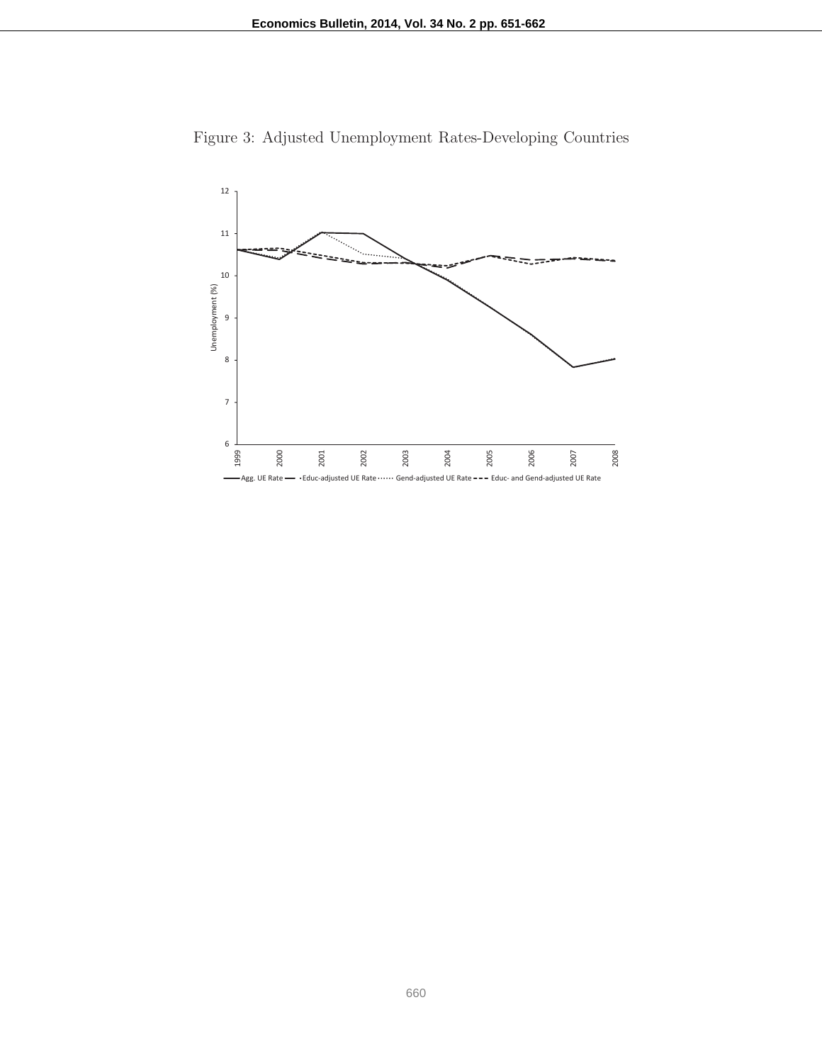Figure 3: Adjusted Unemployment Rates-Developing Countries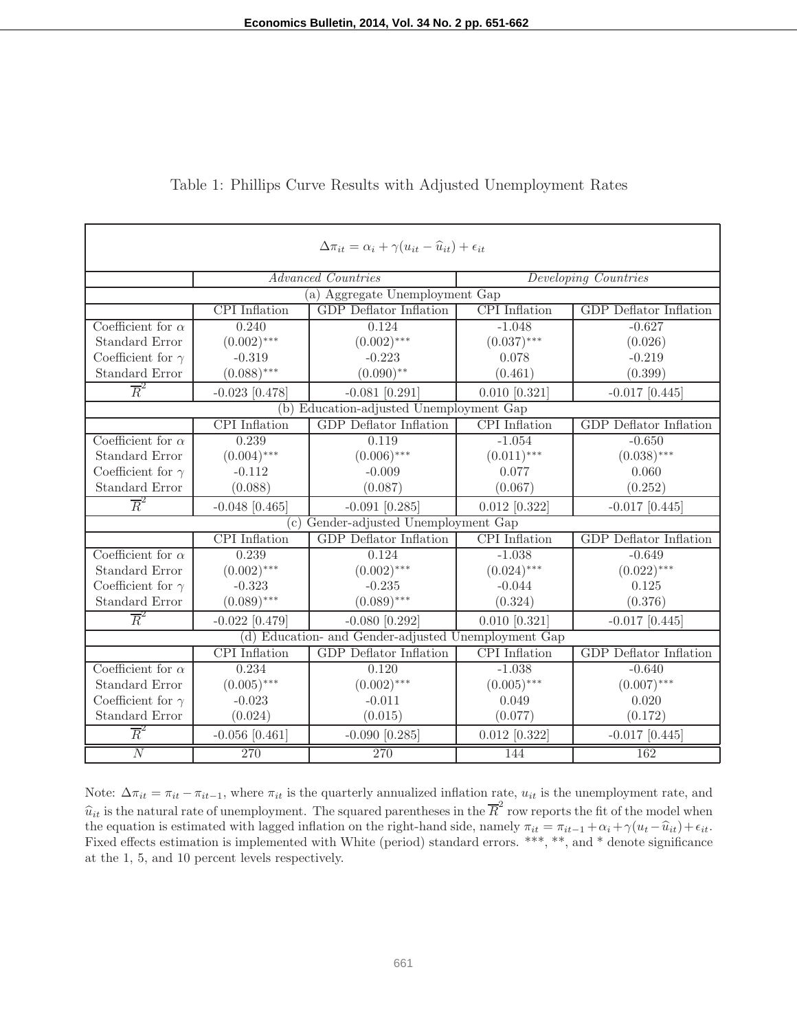Table 1: Phillips Curve Results with Adjusted Unemployment Rates

$$\Delta\pi_{it} = \alpha_i + \gamma(u_{it} - \widehat{u}_{it}) + \epsilon_{it}$$

| | *Advanced Countries* | | *Developing Countries* | |
|---|---|---|---|---|
| **(a) Aggregate Unemployment Gap** | | | | |
| | CPI Inflation | GDP Deflator Inflation | CPI Inflation | GDP Deflator Inflation |
| Coefficient for $\alpha$ | 0.240 | 0.124 | -1.048 | -0.627 |
| Standard Error | $(0.002)^{***}$ | $(0.002)^{***}$ | $(0.037)^{***}$ | (0.026) |
| Coefficient for $\gamma$ | -0.319 | -0.223 | 0.078 | -0.219 |
| Standard Error | $(0.088)^{***}$ | $(0.090)^{**}$ | (0.461) | (0.399) |
| $\overline{R}^2$ | -0.023 [0.478] | -0.081 [0.291] | 0.010 [0.321] | -0.017 [0.445] |
| **(b) Education-adjusted Unemployment Gap** | | | | |
| | CPI Inflation | GDP Deflator Inflation | CPI Inflation | GDP Deflator Inflation |
| Coefficient for $\alpha$ | 0.239 | 0.119 | -1.054 | -0.650 |
| Standard Error | $(0.004)^{***}$ | $(0.006)^{***}$ | $(0.011)^{***}$ | $(0.038)^{***}$ |
| Coefficient for $\gamma$ | -0.112 | -0.009 | 0.077 | 0.060 |
| Standard Error | (0.088) | (0.087) | (0.067) | (0.252) |
| $\overline{R}^2$ | -0.048 [0.465] | -0.091 [0.285] | 0.012 [0.322] | -0.017 [0.445] |
| **(c) Gender-adjusted Unemployment Gap** | | | | |
| | CPI Inflation | GDP Deflator Inflation | CPI Inflation | GDP Deflator Inflation |
| Coefficient for $\alpha$ | 0.239 | 0.124 | -1.038 | -0.649 |
| Standard Error | $(0.002)^{***}$ | $(0.002)^{***}$ | $(0.024)^{***}$ | $(0.022)^{***}$ |
| Coefficient for $\gamma$ | -0.323 | -0.235 | -0.044 | 0.125 |
| Standard Error | $(0.089)^{***}$ | $(0.089)^{***}$ | (0.324) | (0.376) |
| $\overline{R}^2$ | -0.022 [0.479] | -0.080 [0.292] | 0.010 [0.321] | -0.017 [0.445] |
| **(d) Education- and Gender-adjusted Unemployment Gap** | | | | |
| | CPI Inflation | GDP Deflator Inflation | CPI Inflation | GDP Deflator Inflation |
| Coefficient for $\alpha$ | 0.234 | 0.120 | -1.038 | -0.640 |
| Standard Error | $(0.005)^{***}$ | $(0.002)^{***}$ | $(0.005)^{***}$ | $(0.007)^{***}$ |
| Coefficient for $\gamma$ | -0.023 | -0.011 | 0.049 | 0.020 |
| Standard Error | (0.024) | (0.015) | (0.077) | (0.172) |
| $\overline{R}^2$ | -0.056 [0.461] | -0.090 [0.285] | 0.012 [0.322] | -0.017 [0.445] |
| $N$ | 270 | 270 | 144 | 162 |

Note: $\Delta\pi_{it} = \pi_{it} - \pi_{it-1}$, where $\pi_{it}$ is the quarterly annualized inflation rate, $u_{it}$ is the unemployment rate, and $\widehat{u}_{it}$ is the natural rate of unemployment. The squared parentheses in the $\overline{R}^2$ row reports the fit of the model when the equation is estimated with lagged inflation on the right-hand side, namely $\pi_{it} = \pi_{it-1} + \alpha_i + \gamma(u_t - \widehat{u}_{it}) + \epsilon_{it}$. Fixed effects estimation is implemented with White (period) standard errors. ***, **, and * denote significance at the 1, 5, and 10 percent levels respectively.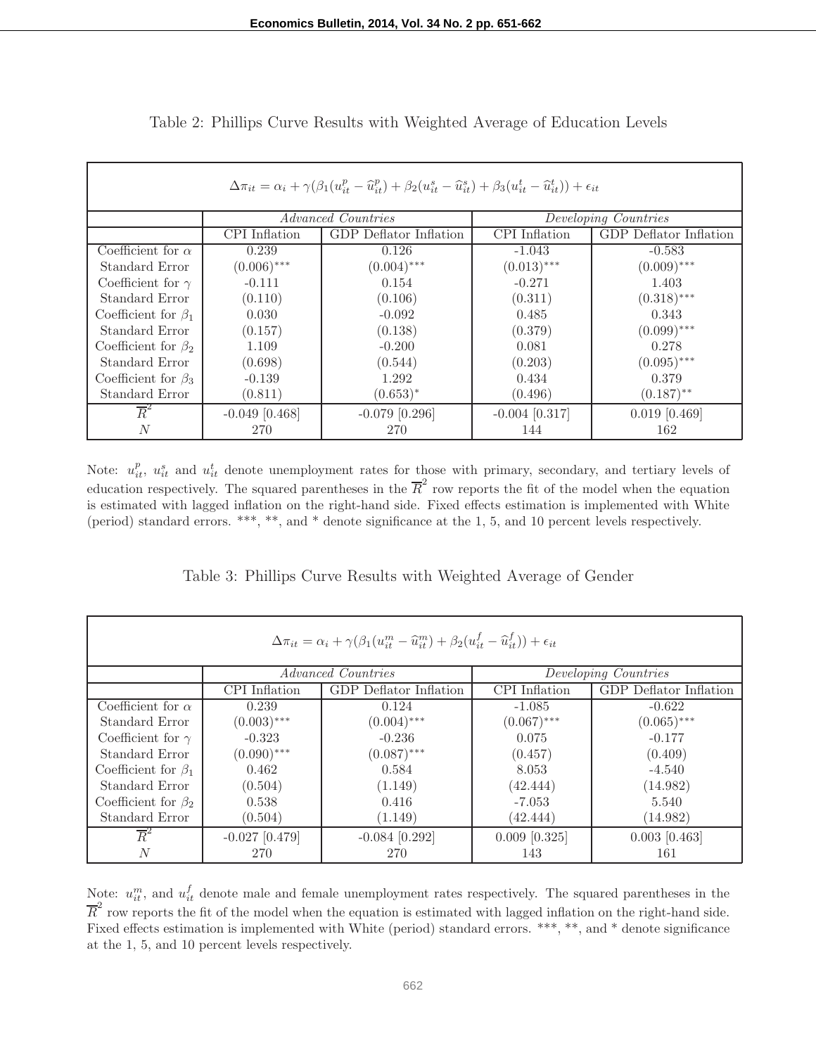Table 2: Phillips Curve Results with Weighted Average of Education Levels

$$\Delta\pi_{it} = \alpha_i + \gamma(\beta_1(u_{it}^p - \widehat{u}_{it}^p) + \beta_2(u_{it}^s - \widehat{u}_{it}^s) + \beta_3(u_{it}^t - \widehat{u}_{it}^t)) + \epsilon_{it}$$

| | *Advanced Countries* | | *Developing Countries* | |
|---|---|---|---|---|
| | CPI Inflation | GDP Deflator Inflation | CPI Inflation | GDP Deflator Inflation |
| Coefficient for $\alpha$ | 0.239 | 0.126 | -1.043 | -0.583 |
| Standard Error | $(0.006)^{***}$ | $(0.004)^{***}$ | $(0.013)^{***}$ | $(0.009)^{***}$ |
| Coefficient for $\gamma$ | -0.111 | 0.154 | -0.271 | 1.403 |
| Standard Error | (0.110) | (0.106) | (0.311) | $(0.318)^{***}$ |
| Coefficient for $\beta_1$ | 0.030 | -0.092 | 0.485 | 0.343 |
| Standard Error | (0.157) | (0.138) | (0.379) | $(0.099)^{***}$ |
| Coefficient for $\beta_2$ | 1.109 | -0.200 | 0.081 | 0.278 |
| Standard Error | (0.698) | (0.544) | (0.203) | $(0.095)^{***}$ |
| Coefficient for $\beta_3$ | -0.139 | 1.292 | 0.434 | 0.379 |
| Standard Error | (0.811) | $(0.653)^{*}$ | (0.496) | $(0.187)^{**}$ |
| $\overline{R}^2$ | -0.049 [0.468] | -0.079 [0.296] | -0.004 [0.317] | 0.019 [0.469] |
| $N$ | 270 | 270 | 144 | 162 |

Note: $u_{it}^p$, $u_{it}^s$ and $u_{it}^t$ denote unemployment rates for those with primary, secondary, and tertiary levels of education respectively. The squared parentheses in the $\overline{R}^2$ row reports the fit of the model when the equation is estimated with lagged inflation on the right-hand side. Fixed effects estimation is implemented with White (period) standard errors. ***, **, and * denote significance at the 1, 5, and 10 percent levels respectively.

Table 3: Phillips Curve Results with Weighted Average of Gender

$$\Delta\pi_{it} = \alpha_i + \gamma(\beta_1(u_{it}^m - \widehat{u}_{it}^m) + \beta_2(u_{it}^f - \widehat{u}_{it}^f)) + \epsilon_{it}$$

| | *Advanced Countries* | | *Developing Countries* | |
|---|---|---|---|---|
| | CPI Inflation | GDP Deflator Inflation | CPI Inflation | GDP Deflator Inflation |
| Coefficient for $\alpha$ | 0.239 | 0.124 | -1.085 | -0.622 |
| Standard Error | $(0.003)^{***}$ | $(0.004)^{***}$ | $(0.067)^{***}$ | $(0.065)^{***}$ |
| Coefficient for $\gamma$ | -0.323 | -0.236 | 0.075 | -0.177 |
| Standard Error | $(0.090)^{***}$ | $(0.087)^{***}$ | (0.457) | (0.409) |
| Coefficient for $\beta_1$ | 0.462 | 0.584 | 8.053 | -4.540 |
| Standard Error | (0.504) | (1.149) | (42.444) | (14.982) |
| Coefficient for $\beta_2$ | 0.538 | 0.416 | -7.053 | 5.540 |
| Standard Error | (0.504) | (1.149) | (42.444) | (14.982) |
| $\overline{R}^2$ | -0.027 [0.479] | -0.084 [0.292] | 0.009 [0.325] | 0.003 [0.463] |
| $N$ | 270 | 270 | 143 | 161 |

Note: $u_{it}^m$, and $u_{it}^f$ denote male and female unemployment rates respectively. The squared parentheses in the $\overline{R}^2$ row reports the fit of the model when the equation is estimated with lagged inflation on the right-hand side. Fixed effects estimation is implemented with White (period) standard errors. ***, **, and * denote significance at the 1, 5, and 10 percent levels respectively.